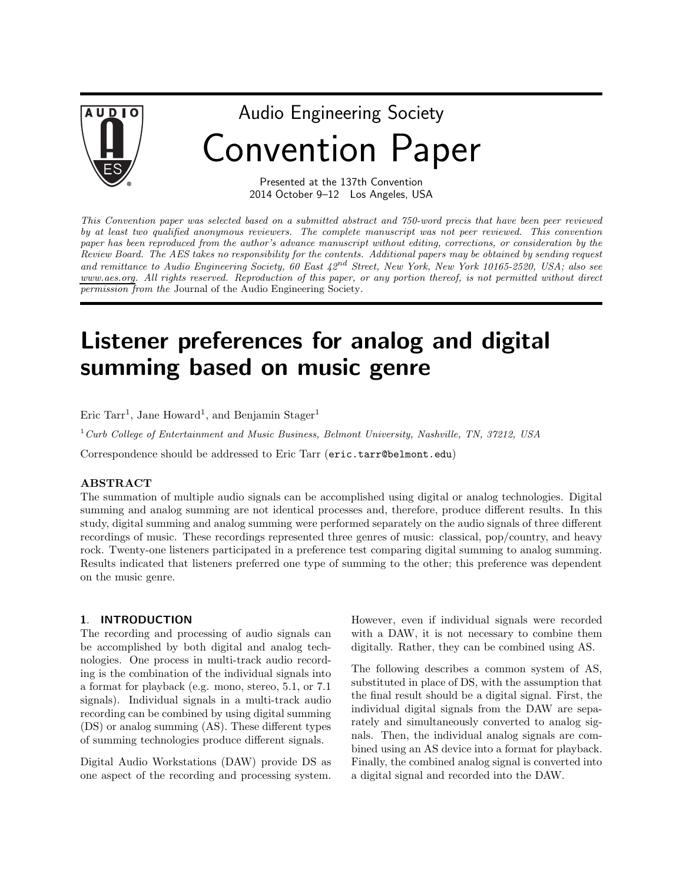Audio Engineering Society

# Convention Paper

Presented at the 137th Convention
2014 October 9–12 Los Angeles, USA

*This Convention paper was selected based on a submitted abstract and 750-word precis that have been peer reviewed by at least two qualified anonymous reviewers. The complete manuscript was not peer reviewed. This convention paper has been reproduced from the author's advance manuscript without editing, corrections, or consideration by the Review Board. The AES takes no responsibility for the contents. Additional papers may be obtained by sending request and remittance to Audio Engineering Society, 60 East 42nd Street, New York, New York 10165-2520, USA; also see www.aes.org. All rights reserved. Reproduction of this paper, or any portion thereof, is not permitted without direct permission from the* Journal of the Audio Engineering Society.

# Listener preferences for analog and digital summing based on music genre

Eric Tarr[1], Jane Howard[1], and Benjamin Stager[1]

[1] *Curb College of Entertainment and Music Business, Belmont University, Nashville, TN, 37212, USA*

Correspondence should be addressed to Eric Tarr (eric.tarr@belmont.edu)

## ABSTRACT

The summation of multiple audio signals can be accomplished using digital or analog technologies. Digital summing and analog summing are not identical processes and, therefore, produce different results. In this study, digital summing and analog summing were performed separately on the audio signals of three different recordings of music. These recordings represented three genres of music: classical, pop/country, and heavy rock. Twenty-one listeners participated in a preference test comparing digital summing to analog summing. Results indicated that listeners preferred one type of summing to the other; this preference was dependent on the music genre.

## 1. INTRODUCTION

The recording and processing of audio signals can be accomplished by both digital and analog technologies. One process in multi-track audio recording is the combination of the individual signals into a format for playback (e.g. mono, stereo, 5.1, or 7.1 signals). Individual signals in a multi-track audio recording can be combined by using digital summing (DS) or analog summing (AS). These different types of summing technologies produce different signals.

Digital Audio Workstations (DAW) provide DS as one aspect of the recording and processing system. However, even if individual signals were recorded with a DAW, it is not necessary to combine them digitally. Rather, they can be combined using AS.

The following describes a common system of AS, substituted in place of DS, with the assumption that the final result should be a digital signal. First, the individual digital signals from the DAW are separately and simultaneously converted to analog signals. Then, the individual analog signals are combined using an AS device into a format for playback. Finally, the combined analog signal is converted into a digital signal and recorded into the DAW.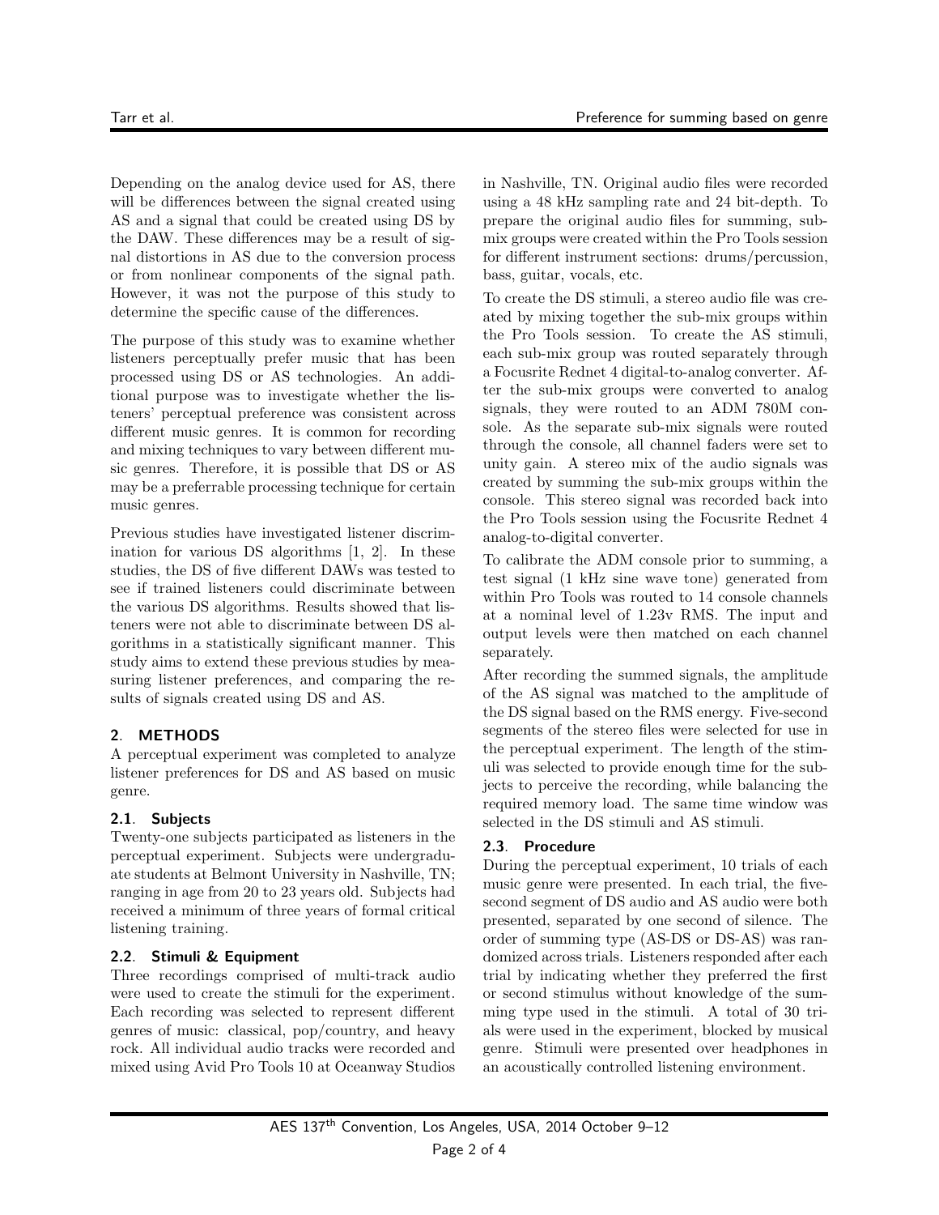Depending on the analog device used for AS, there will be differences between the signal created using AS and a signal that could be created using DS by the DAW. These differences may be a result of signal distortions in AS due to the conversion process or from nonlinear components of the signal path. However, it was not the purpose of this study to determine the specific cause of the differences.

The purpose of this study was to examine whether listeners perceptually prefer music that has been processed using DS or AS technologies. An additional purpose was to investigate whether the listeners' perceptual preference was consistent across different music genres. It is common for recording and mixing techniques to vary between different music genres. Therefore, it is possible that DS or AS may be a preferrable processing technique for certain music genres.

Previous studies have investigated listener discrimination for various DS algorithms [1, 2]. In these studies, the DS of five different DAWs was tested to see if trained listeners could discriminate between the various DS algorithms. Results showed that listeners were not able to discriminate between DS algorithms in a statistically significant manner. This study aims to extend these previous studies by measuring listener preferences, and comparing the results of signals created using DS and AS.

## 2. METHODS

A perceptual experiment was completed to analyze listener preferences for DS and AS based on music genre.

### 2.1. Subjects

Twenty-one subjects participated as listeners in the perceptual experiment. Subjects were undergraduate students at Belmont University in Nashville, TN; ranging in age from 20 to 23 years old. Subjects had received a minimum of three years of formal critical listening training.

### 2.2. Stimuli & Equipment

Three recordings comprised of multi-track audio were used to create the stimuli for the experiment. Each recording was selected to represent different genres of music: classical, pop/country, and heavy rock. All individual audio tracks were recorded and mixed using Avid Pro Tools 10 at Oceanway Studios in Nashville, TN. Original audio files were recorded using a 48 kHz sampling rate and 24 bit-depth. To prepare the original audio files for summing, submix groups were created within the Pro Tools session for different instrument sections: drums/percussion, bass, guitar, vocals, etc.

To create the DS stimuli, a stereo audio file was created by mixing together the sub-mix groups within the Pro Tools session. To create the AS stimuli, each sub-mix group was routed separately through a Focusrite Rednet 4 digital-to-analog converter. After the sub-mix groups were converted to analog signals, they were routed to an ADM 780M console. As the separate sub-mix signals were routed through the console, all channel faders were set to unity gain. A stereo mix of the audio signals was created by summing the sub-mix groups within the console. This stereo signal was recorded back into the Pro Tools session using the Focusrite Rednet 4 analog-to-digital converter.

To calibrate the ADM console prior to summing, a test signal (1 kHz sine wave tone) generated from within Pro Tools was routed to 14 console channels at a nominal level of 1.23v RMS. The input and output levels were then matched on each channel separately.

After recording the summed signals, the amplitude of the AS signal was matched to the amplitude of the DS signal based on the RMS energy. Five-second segments of the stereo files were selected for use in the perceptual experiment. The length of the stimuli was selected to provide enough time for the subjects to perceive the recording, while balancing the required memory load. The same time window was selected in the DS stimuli and AS stimuli.

### 2.3. Procedure

During the perceptual experiment, 10 trials of each music genre were presented. In each trial, the five-second segment of DS audio and AS audio were both presented, separated by one second of silence. The order of summing type (AS-DS or DS-AS) was randomized across trials. Listeners responded after each trial by indicating whether they preferred the first or second stimulus without knowledge of the summing type used in the stimuli. A total of 30 trials were used in the experiment, blocked by musical genre. Stimuli were presented over headphones in an acoustically controlled listening environment.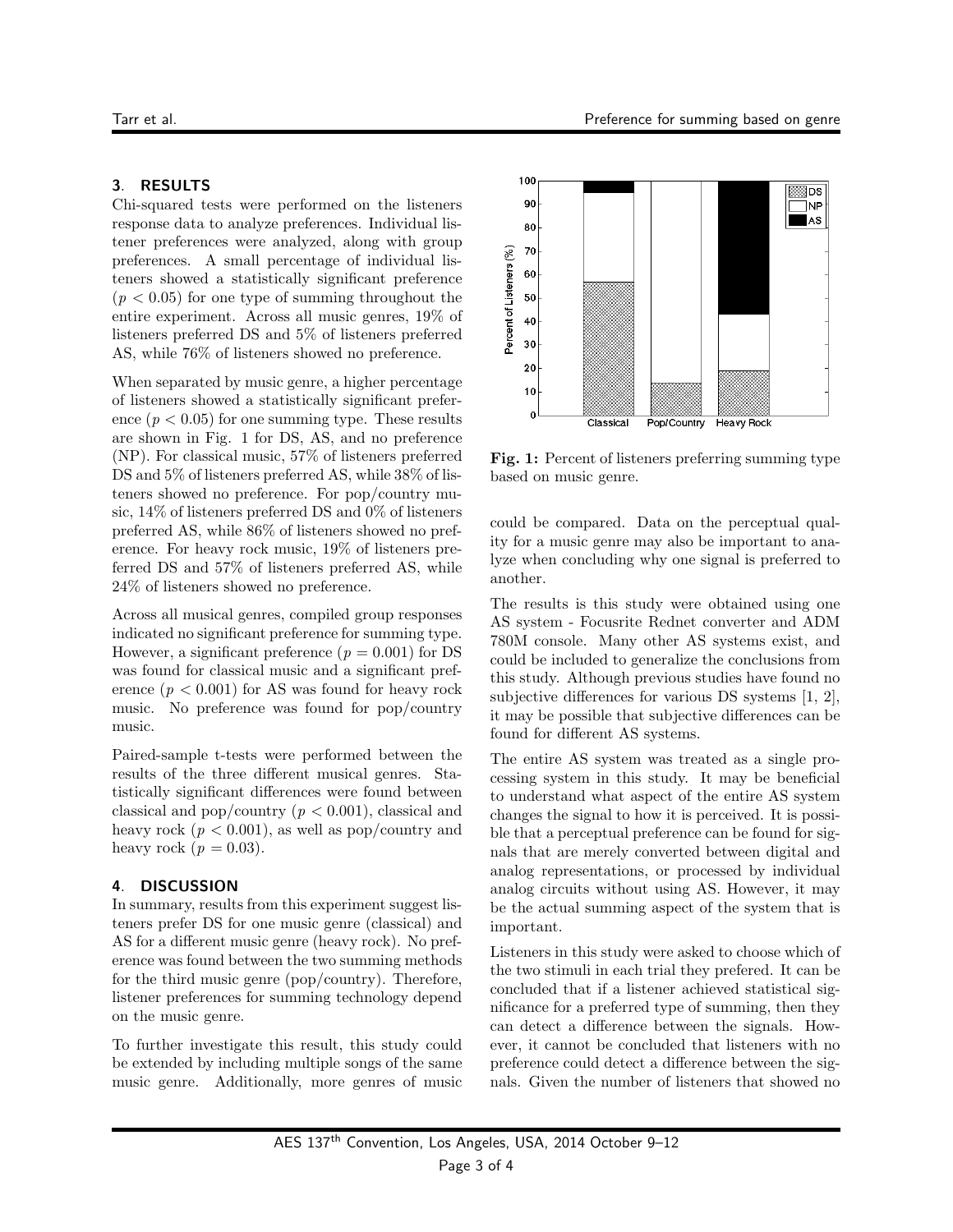## 3. RESULTS

Chi-squared tests were performed on the listeners response data to analyze preferences. Individual listener preferences were analyzed, along with group preferences. A small percentage of individual listeners showed a statistically significant preference ($p < 0.05$) for one type of summing throughout the entire experiment. Across all music genres, 19% of listeners preferred DS and 5% of listeners preferred AS, while 76% of listeners showed no preference.

When separated by music genre, a higher percentage of listeners showed a statistically significant preference ($p < 0.05$) for one summing type. These results are shown in Fig. 1 for DS, AS, and no preference (NP). For classical music, 57% of listeners preferred DS and 5% of listeners preferred AS, while 38% of listeners showed no preference. For pop/country music, 14% of listeners preferred DS and 0% of listeners preferred AS, while 86% of listeners showed no preference. For heavy rock music, 19% of listeners preferred DS and 57% of listeners preferred AS, while 24% of listeners showed no preference.

Across all musical genres, compiled group responses indicated no significant preference for summing type. However, a significant preference ($p = 0.001$) for DS was found for classical music and a significant preference ($p < 0.001$) for AS was found for heavy rock music. No preference was found for pop/country music.

Paired-sample t-tests were performed between the results of the three different musical genres. Statistically significant differences were found between classical and pop/country ($p < 0.001$), classical and heavy rock ($p < 0.001$), as well as pop/country and heavy rock ($p = 0.03$).

**Fig. 1:** Percent of listeners preferring summing type based on music genre.

## 4. DISCUSSION

In summary, results from this experiment suggest listeners prefer DS for one music genre (classical) and AS for a different music genre (heavy rock). No preference was found between the two summing methods for the third music genre (pop/country). Therefore, listener preferences for summing technology depend on the music genre.

To further investigate this result, this study could be extended by including multiple songs of the same music genre. Additionally, more genres of music could be compared. Data on the perceptual quality for a music genre may also be important to analyze when concluding why one signal is preferred to another.

The results is this study were obtained using one AS system - Focusrite Rednet converter and ADM 780M console. Many other AS systems exist, and could be included to generalize the conclusions from this study. Although previous studies have found no subjective differences for various DS systems [1, 2], it may be possible that subjective differences can be found for different AS systems.

The entire AS system was treated as a single processing system in this study. It may be beneficial to understand what aspect of the entire AS system changes the signal to how it is perceived. It is possible that a perceptual preference can be found for signals that are merely converted between digital and analog representations, or processed by individual analog circuits without using AS. However, it may be the actual summing aspect of the system that is important.

Listeners in this study were asked to choose which of the two stimuli in each trial they prefered. It can be concluded that if a listener achieved statistical significance for a preferred type of summing, then they can detect a difference between the signals. However, it cannot be concluded that listeners with no preference could detect a difference between the signals. Given the number of listeners that showed no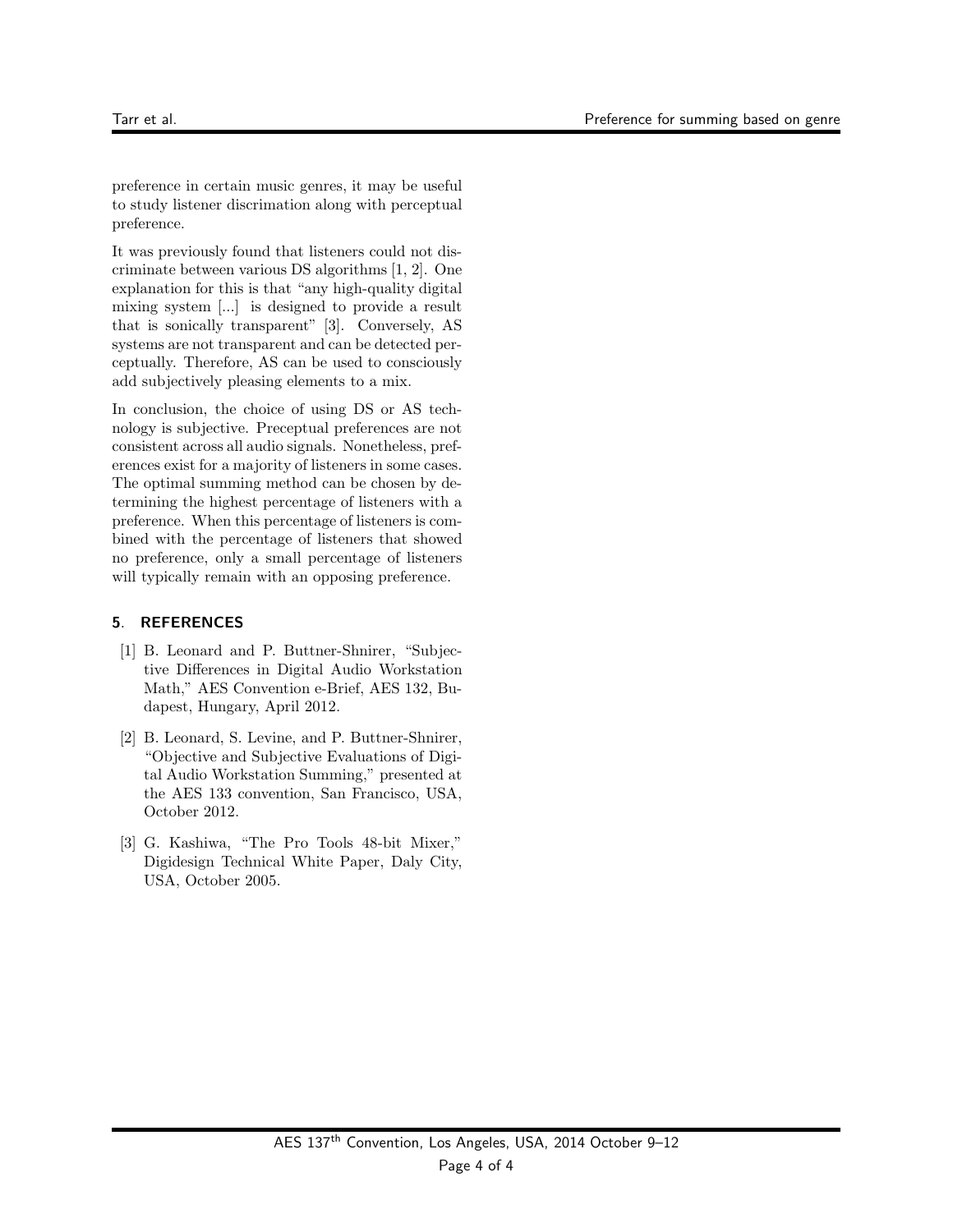preference in certain music genres, it may be useful to study listener discrimation along with perceptual preference.

It was previously found that listeners could not discriminate between various DS algorithms [1, 2]. One explanation for this is that "any high-quality digital mixing system [...] is designed to provide a result that is sonically transparent" [3]. Conversely, AS systems are not transparent and can be detected perceptually. Therefore, AS can be used to consciously add subjectively pleasing elements to a mix.

In conclusion, the choice of using DS or AS technology is subjective. Preceptual preferences are not consistent across all audio signals. Nonetheless, preferences exist for a majority of listeners in some cases. The optimal summing method can be chosen by determining the highest percentage of listeners with a preference. When this percentage of listeners is combined with the percentage of listeners that showed no preference, only a small percentage of listeners will typically remain with an opposing preference.

## 5. REFERENCES

[1] B. Leonard and P. Buttner-Shnirer, "Subjective Differences in Digital Audio Workstation Math," AES Convention e-Brief, AES 132, Budapest, Hungary, April 2012.

[2] B. Leonard, S. Levine, and P. Buttner-Shnirer, "Objective and Subjective Evaluations of Digital Audio Workstation Summing," presented at the AES 133 convention, San Francisco, USA, October 2012.

[3] G. Kashiwa, "The Pro Tools 48-bit Mixer," Digidesign Technical White Paper, Daly City, USA, October 2005.